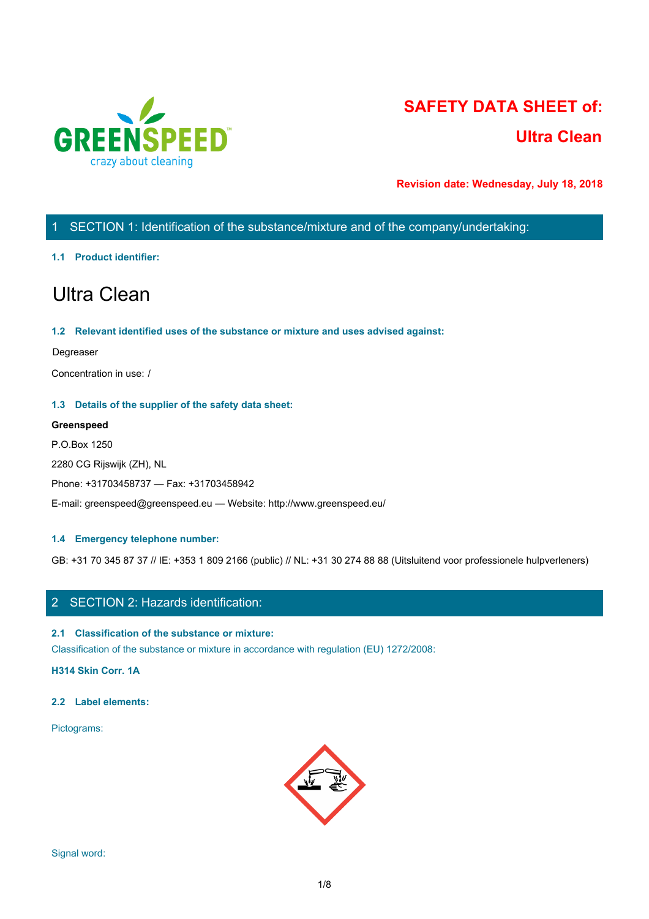# SAFETY DATA SHEET of:

# Ultra Clean

**Revision date: Wednesday, July 18, 2018**

## 1 SECTION 1: Identification of the substance/mixture and of the company/undertaking:

### 1.1 Product identifier:

# Ultra Clean

### 1.2 Relevant identified uses of the substance or mixture and uses advised against:

Degreaser

Concentration in use: /

### 1.3 Details of the supplier of the safety data sheet:

**Greenspeed**

P.O.Box 1250

2280 CG Rijswijk (ZH), NL

Phone: +31703458737 — Fax: +31703458942

E-mail: greenspeed@greenspeed.eu — Website: http://www.greenspeed.eu/

### 1.4 Emergency telephone number:

GB: +31 70 345 87 37 // IE: +353 1 809 2166 (public) // NL: +31 30 274 88 88 (Uitsluitend voor professionele hulpverleners)

## 2 SECTION 2: Hazards identification:

### 2.1 Classification of the substance or mixture:

Classification of the substance or mixture in accordance with regulation (EU) 1272/2008:

**H314 Skin Corr. 1A**

### 2.2 Label elements:

Pictograms:

Signal word: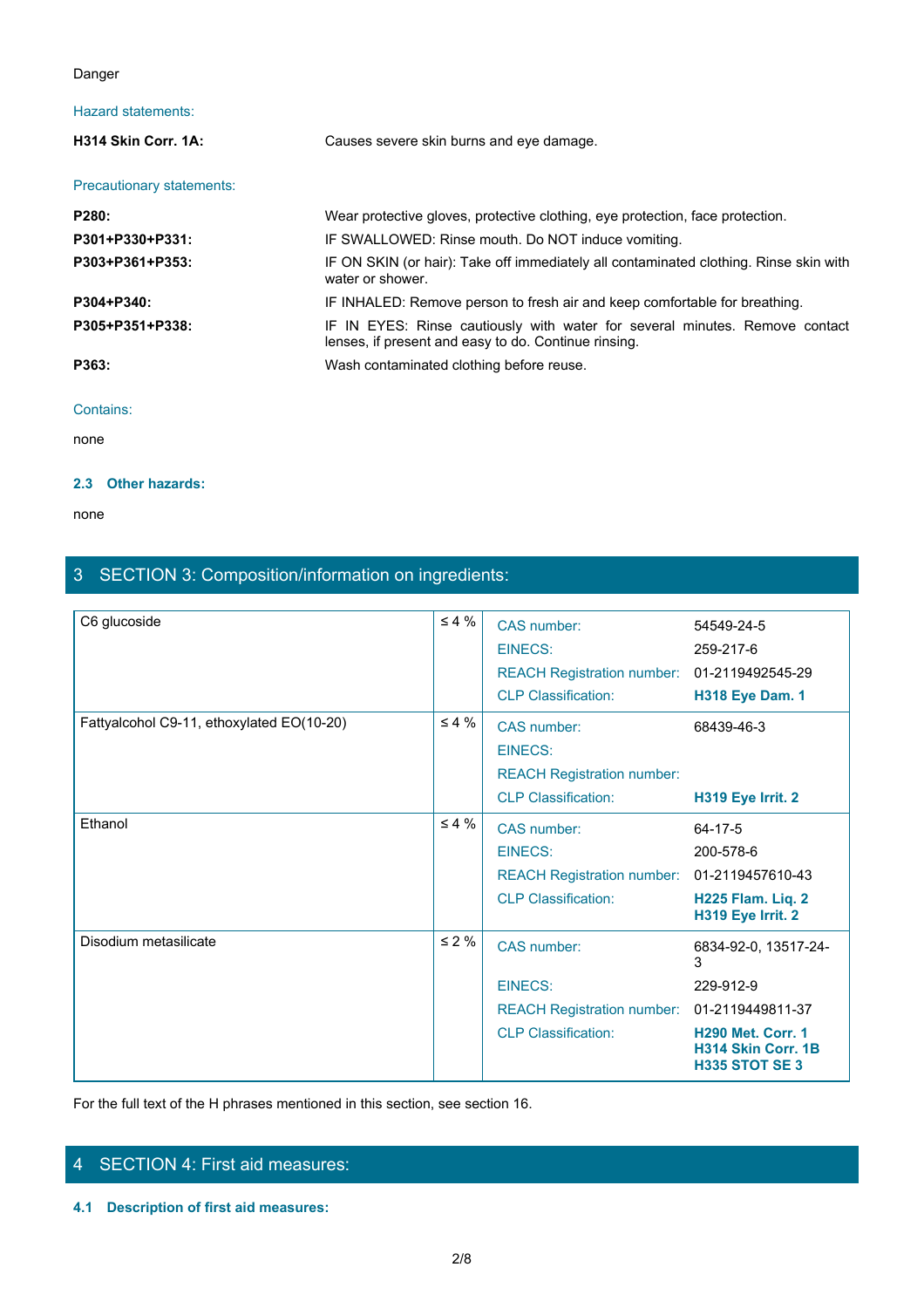Danger

Hazard statements:

| | |
|---|---|
| **H314 Skin Corr. 1A:** | Causes severe skin burns and eye damage. |

Precautionary statements:

| | |
|---|---|
| **P280:** | Wear protective gloves, protective clothing, eye protection, face protection. |
| **P301+P330+P331:** | IF SWALLOWED: Rinse mouth. Do NOT induce vomiting. |
| **P303+P361+P353:** | IF ON SKIN (or hair): Take off immediately all contaminated clothing. Rinse skin with water or shower. |
| **P304+P340:** | IF INHALED: Remove person to fresh air and keep comfortable for breathing. |
| **P305+P351+P338:** | IF IN EYES: Rinse cautiously with water for several minutes. Remove contact lenses, if present and easy to do. Continue rinsing. |
| **P363:** | Wash contaminated clothing before reuse. |

Contains:

none

### 2.3 Other hazards:

none

## 3 SECTION 3: Composition/information on ingredients:

| Substance | Conc. | | |
|---|---|---|---|
| C6 glucoside | ≤ 4 % | CAS number: | 54549-24-5 |
| | | EINECS: | 259-217-6 |
| | | REACH Registration number: | 01-2119492545-29 |
| | | CLP Classification: | **H318 Eye Dam. 1** |
| Fattyalcohol C9-11, ethoxylated EO(10-20) | ≤ 4 % | CAS number: | 68439-46-3 |
| | | EINECS: | |
| | | REACH Registration number: | |
| | | CLP Classification: | **H319 Eye Irrit. 2** |
| Ethanol | ≤ 4 % | CAS number: | 64-17-5 |
| | | EINECS: | 200-578-6 |
| | | REACH Registration number: | 01-2119457610-43 |
| | | CLP Classification: | **H225 Flam. Liq. 2**<br>**H319 Eye Irrit. 2** |
| Disodium metasilicate | ≤ 2 % | CAS number: | 6834-92-0, 13517-24-3 |
| | | EINECS: | 229-912-9 |
| | | REACH Registration number: | 01-2119449811-37 |
| | | CLP Classification: | **H290 Met. Corr. 1**<br>**H314 Skin Corr. 1B**<br>**H335 STOT SE 3** |

For the full text of the H phrases mentioned in this section, see section 16.

## 4 SECTION 4: First aid measures:

### 4.1 Description of first aid measures: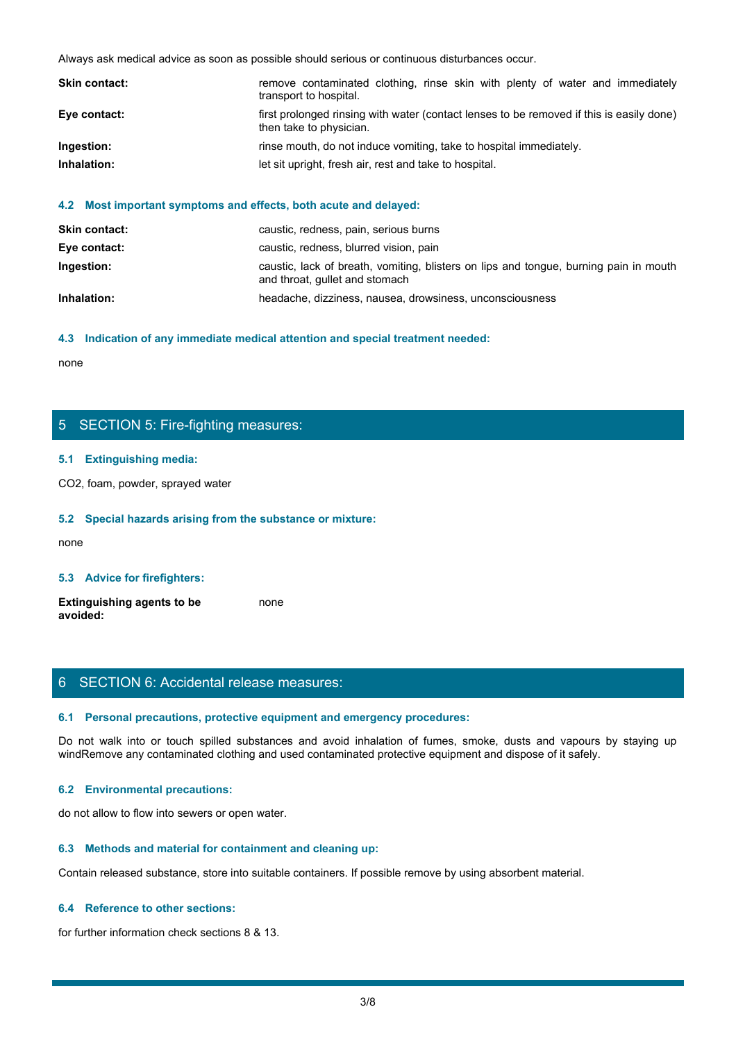Always ask medical advice as soon as possible should serious or continuous disturbances occur.

| | |
|---|---|
| **Skin contact:** | remove contaminated clothing, rinse skin with plenty of water and immediately transport to hospital. |
| **Eye contact:** | first prolonged rinsing with water (contact lenses to be removed if this is easily done) then take to physician. |
| **Ingestion:** | rinse mouth, do not induce vomiting, take to hospital immediately. |
| **Inhalation:** | let sit upright, fresh air, rest and take to hospital. |

### 4.2 Most important symptoms and effects, both acute and delayed:

| | |
|---|---|
| **Skin contact:** | caustic, redness, pain, serious burns |
| **Eye contact:** | caustic, redness, blurred vision, pain |
| **Ingestion:** | caustic, lack of breath, vomiting, blisters on lips and tongue, burning pain in mouth and throat, gullet and stomach |
| **Inhalation:** | headache, dizziness, nausea, drowsiness, unconsciousness |

### 4.3 Indication of any immediate medical attention and special treatment needed:

none

## 5 SECTION 5: Fire-fighting measures:

### 5.1 Extinguishing media:

$CO_2$, foam, powder, sprayed water

### 5.2 Special hazards arising from the substance or mixture:

none

### 5.3 Advice for firefighters:

| | |
|---|---|
| **Extinguishing agents to be avoided:** | none |

## 6 SECTION 6: Accidental release measures:

### 6.1 Personal precautions, protective equipment and emergency procedures:

Do not walk into or touch spilled substances and avoid inhalation of fumes, smoke, dusts and vapours by staying up windRemove any contaminated clothing and used contaminated protective equipment and dispose of it safely.

### 6.2 Environmental precautions:

do not allow to flow into sewers or open water.

### 6.3 Methods and material for containment and cleaning up:

Contain released substance, store into suitable containers. If possible remove by using absorbent material.

### 6.4 Reference to other sections:

for further information check sections 8 & 13.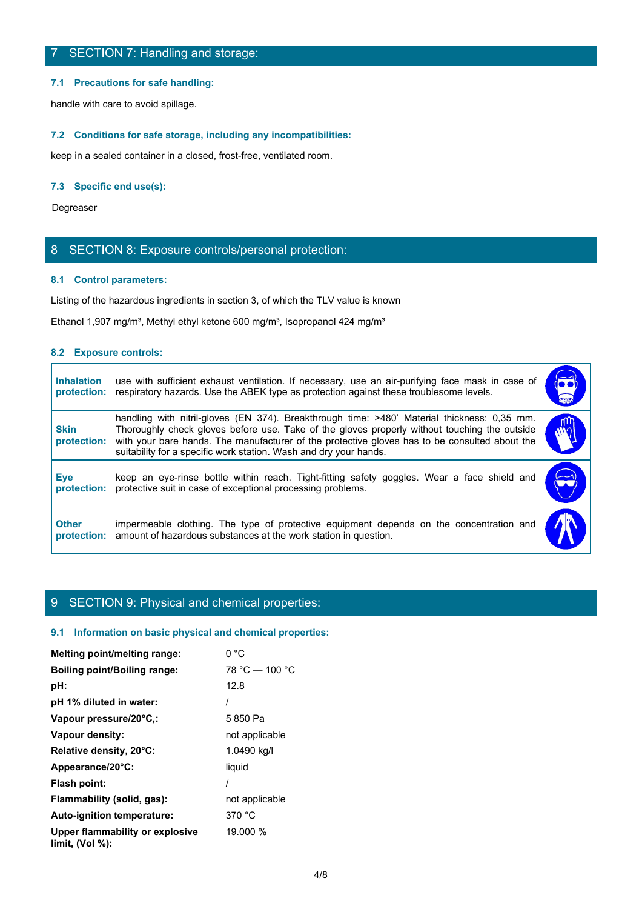## 7 SECTION 7: Handling and storage:

### 7.1 Precautions for safe handling:

handle with care to avoid spillage.

### 7.2 Conditions for safe storage, including any incompatibilities:

keep in a sealed container in a closed, frost-free, ventilated room.

### 7.3 Specific end use(s):

Degreaser

## 8 SECTION 8: Exposure controls/personal protection:

### 8.1 Control parameters:

Listing of the hazardous ingredients in section 3, of which the TLV value is known

Ethanol 1,907 mg/m³, Methyl ethyl ketone 600 mg/m³, Isopropanol 424 mg/m³

### 8.2 Exposure controls:

| | |
|---|---|
| **Inhalation protection:** | use with sufficient exhaust ventilation. If necessary, use an air-purifying face mask in case of respiratory hazards. Use the ABEK type as protection against these troublesome levels. |
| **Skin protection:** | handling with nitril-gloves (EN 374). Breakthrough time: >480' Material thickness: 0,35 mm. Thoroughly check gloves before use. Take of the gloves properly without touching the outside with your bare hands. The manufacturer of the protective gloves has to be consulted about the suitability for a specific work station. Wash and dry your hands. |
| **Eye protection:** | keep an eye-rinse bottle within reach. Tight-fitting safety goggles. Wear a face shield and protective suit in case of exceptional processing problems. |
| **Other protection:** | impermeable clothing. The type of protective equipment depends on the concentration and amount of hazardous substances at the work station in question. |

## 9 SECTION 9: Physical and chemical properties:

### 9.1 Information on basic physical and chemical properties:

| | |
|---|---|
| **Melting point/melting range:** | 0 °C |
| **Boiling point/Boiling range:** | 78 °C — 100 °C |
| **pH:** | 12.8 |
| **pH 1% diluted in water:** | / |
| **Vapour pressure/20°C,:** | 5 850 Pa |
| **Vapour density:** | not applicable |
| **Relative density, 20°C:** | 1.0490 kg/l |
| **Appearance/20°C:** | liquid |
| **Flash point:** | / |
| **Flammability (solid, gas):** | not applicable |
| **Auto-ignition temperature:** | 370 °C |
| **Upper flammability or explosive limit, (Vol %):** | 19.000 % |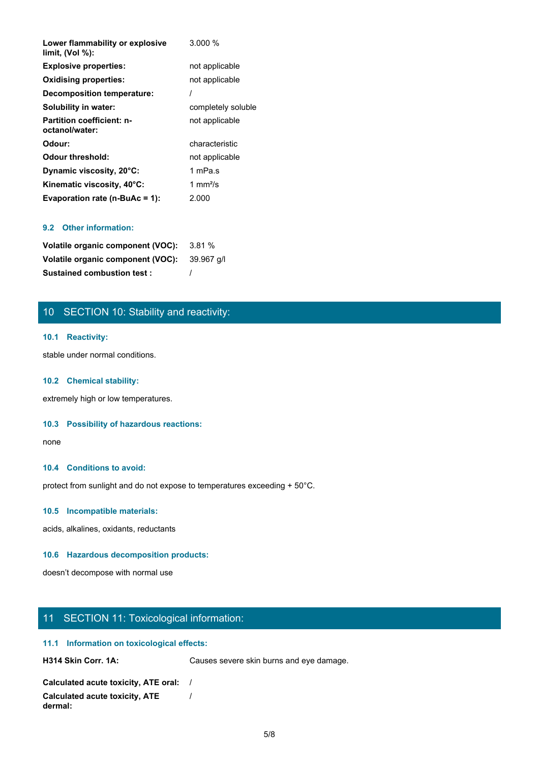| | |
|---|---|
| **Lower flammability or explosive limit, (Vol %):** | 3.000 % |
| **Explosive properties:** | not applicable |
| **Oxidising properties:** | not applicable |
| **Decomposition temperature:** | / |
| **Solubility in water:** | completely soluble |
| **Partition coefficient: n-octanol/water:** | not applicable |
| **Odour:** | characteristic |
| **Odour threshold:** | not applicable |
| **Dynamic viscosity, 20°C:** | 1 mPa.s |
| **Kinematic viscosity, 40°C:** | 1 mm²/s |
| **Evaporation rate (n-BuAc = 1):** | 2.000 |

### 9.2 Other information:

| | |
|---|---|
| **Volatile organic component (VOC):** | 3.81 % |
| **Volatile organic component (VOC):** | 39.967 g/l |
| **Sustained combustion test :** | / |

## 10 SECTION 10: Stability and reactivity:

### 10.1 Reactivity:

stable under normal conditions.

### 10.2 Chemical stability:

extremely high or low temperatures.

### 10.3 Possibility of hazardous reactions:

none

### 10.4 Conditions to avoid:

protect from sunlight and do not expose to temperatures exceeding + 50°C.

### 10.5 Incompatible materials:

acids, alkalines, oxidants, reductants

### 10.6 Hazardous decomposition products:

doesn't decompose with normal use

## 11 SECTION 11: Toxicological information:

### 11.1 Information on toxicological effects:

| | |
|---|---|
| **H314 Skin Corr. 1A:** | Causes severe skin burns and eye damage. |

| | |
|---|---|
| **Calculated acute toxicity, ATE oral:** | / |
| **Calculated acute toxicity, ATE dermal:** | / |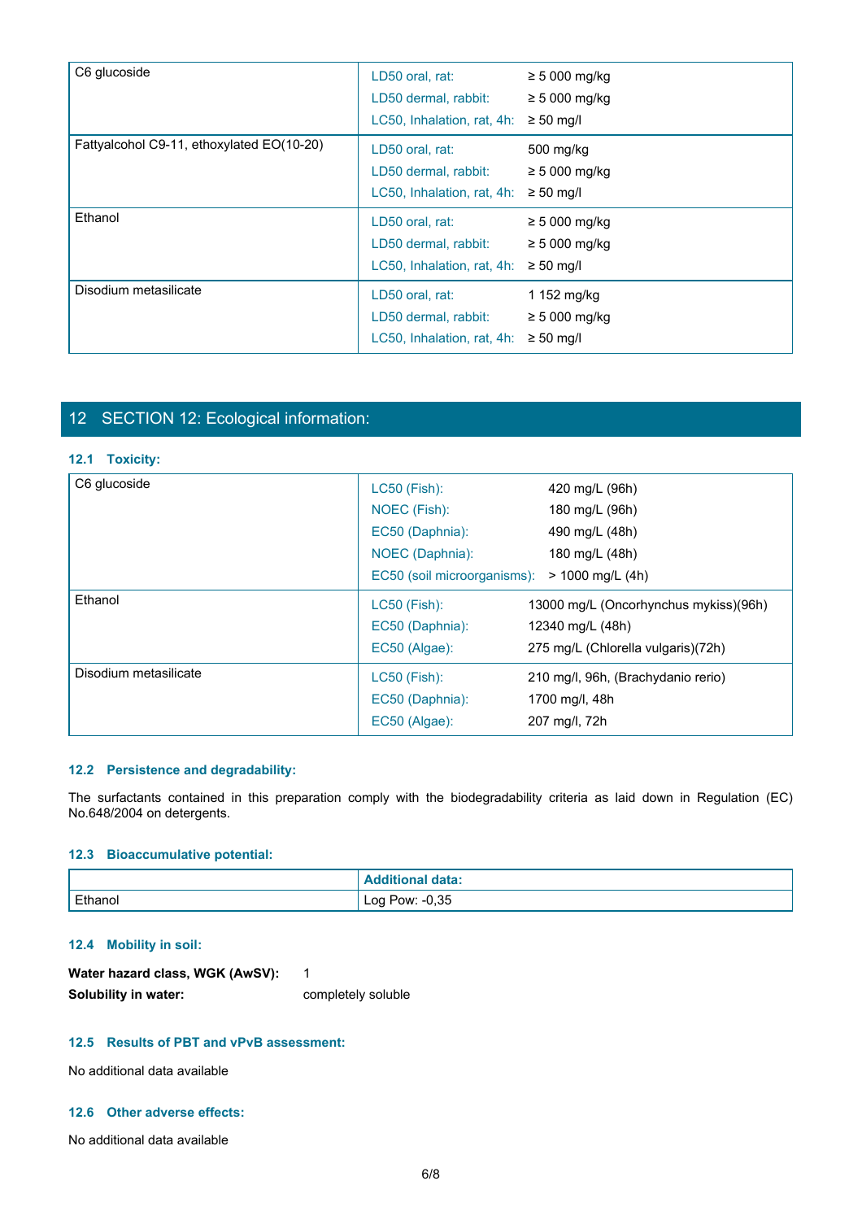| | | |
|---|---|---|
| C6 glucoside | LD50 oral, rat: | ≥ 5 000 mg/kg |
| | LD50 dermal, rabbit: | ≥ 5 000 mg/kg |
| | LC50, Inhalation, rat, 4h: | ≥ 50 mg/l |
| Fattyalcohol C9-11, ethoxylated EO(10-20) | LD50 oral, rat: | 500 mg/kg |
| | LD50 dermal, rabbit: | ≥ 5 000 mg/kg |
| | LC50, Inhalation, rat, 4h: | ≥ 50 mg/l |
| Ethanol | LD50 oral, rat: | ≥ 5 000 mg/kg |
| | LD50 dermal, rabbit: | ≥ 5 000 mg/kg |
| | LC50, Inhalation, rat, 4h: | ≥ 50 mg/l |
| Disodium metasilicate | LD50 oral, rat: | 1 152 mg/kg |
| | LD50 dermal, rabbit: | ≥ 5 000 mg/kg |
| | LC50, Inhalation, rat, 4h: | ≥ 50 mg/l |

## 12 SECTION 12: Ecological information:

### 12.1 Toxicity:

| | | |
|---|---|---|
| C6 glucoside | LC50 (Fish): | 420 mg/L (96h) |
| | NOEC (Fish): | 180 mg/L (96h) |
| | EC50 (Daphnia): | 490 mg/L (48h) |
| | NOEC (Daphnia): | 180 mg/L (48h) |
| | EC50 (soil microorganisms): | > 1000 mg/L (4h) |
| Ethanol | LC50 (Fish): | 13000 mg/L (Oncorhynchus mykiss)(96h) |
| | EC50 (Daphnia): | 12340 mg/L (48h) |
| | EC50 (Algae): | 275 mg/L (Chlorella vulgaris)(72h) |
| Disodium metasilicate | LC50 (Fish): | 210 mg/l, 96h, (Brachydanio rerio) |
| | EC50 (Daphnia): | 1700 mg/l, 48h |
| | EC50 (Algae): | 207 mg/l, 72h |

### 12.2 Persistence and degradability:

The surfactants contained in this preparation comply with the biodegradability criteria as laid down in Regulation (EC) No.648/2004 on detergents.

### 12.3 Bioaccumulative potential:

| | Additional data: |
|---|---|
| Ethanol | Log Pow: -0,35 |

### 12.4 Mobility in soil:

**Water hazard class, WGK (AwSV):** 1

**Solubility in water:** completely soluble

### 12.5 Results of PBT and vPvB assessment:

No additional data available

### 12.6 Other adverse effects:

No additional data available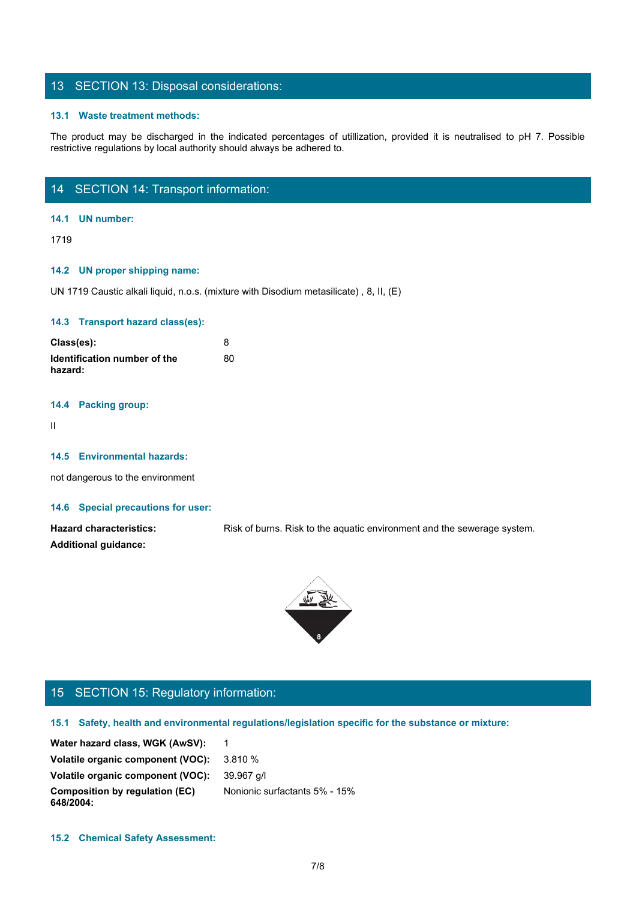## 13 SECTION 13: Disposal considerations:

### 13.1 Waste treatment methods:

The product may be discharged in the indicated percentages of utillization, provided it is neutralised to pH 7. Possible restrictive regulations by local authority should always be adhered to.

## 14 SECTION 14: Transport information:

### 14.1 UN number:

1719

### 14.2 UN proper shipping name:

UN 1719 Caustic alkali liquid, n.o.s. (mixture with Disodium metasilicate) , 8, II, (E)

### 14.3 Transport hazard class(es):

**Class(es):** 8

**Identification number of the hazard:** 80

### 14.4 Packing group:

II

### 14.5 Environmental hazards:

not dangerous to the environment

### 14.6 Special precautions for user:

**Hazard characteristics:** Risk of burns. Risk to the aquatic environment and the sewerage system.

**Additional guidance:**

## 15 SECTION 15: Regulatory information:

### 15.1 Safety, health and environmental regulations/legislation specific for the substance or mixture:

**Water hazard class, WGK (AwSV):** 1

**Volatile organic component (VOC):** 3.810 %

**Volatile organic component (VOC):** 39.967 g/l

**Composition by regulation (EC) 648/2004:** Nonionic surfactants 5% - 15%

### 15.2 Chemical Safety Assessment: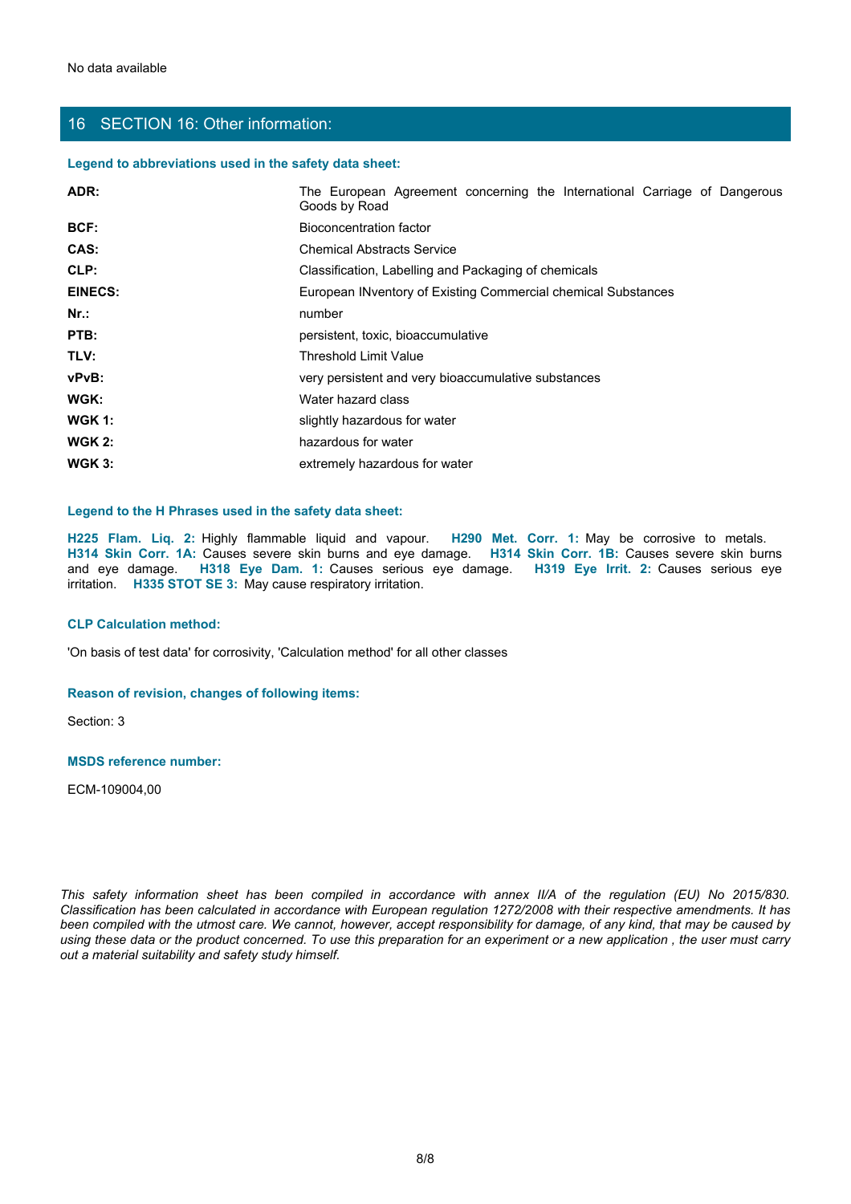No data available

## 16 SECTION 16: Other information:

### Legend to abbreviations used in the safety data sheet:

| | |
|---|---|
| **ADR:** | The European Agreement concerning the International Carriage of Dangerous Goods by Road |
| **BCF:** | Bioconcentration factor |
| **CAS:** | Chemical Abstracts Service |
| **CLP:** | Classification, Labelling and Packaging of chemicals |
| **EINECS:** | European INventory of Existing Commercial chemical Substances |
| **Nr.:** | number |
| **PTB:** | persistent, toxic, bioaccumulative |
| **TLV:** | Threshold Limit Value |
| **vPvB:** | very persistent and very bioaccumulative substances |
| **WGK:** | Water hazard class |
| **WGK 1:** | slightly hazardous for water |
| **WGK 2:** | hazardous for water |
| **WGK 3:** | extremely hazardous for water |

### Legend to the H Phrases used in the safety data sheet:

**H225 Flam. Liq. 2:** Highly flammable liquid and vapour. **H290 Met. Corr. 1:** May be corrosive to metals. **H314 Skin Corr. 1A:** Causes severe skin burns and eye damage. **H314 Skin Corr. 1B:** Causes severe skin burns and eye damage. **H318 Eye Dam. 1:** Causes serious eye damage. **H319 Eye Irrit. 2:** Causes serious eye irritation. **H335 STOT SE 3:** May cause respiratory irritation.

### CLP Calculation method:

'On basis of test data' for corrosivity, 'Calculation method' for all other classes

### Reason of revision, changes of following items:

Section: 3

### MSDS reference number:

ECM-109004,00

*This safety information sheet has been compiled in accordance with annex II/A of the regulation (EU) No 2015/830. Classification has been calculated in accordance with European regulation 1272/2008 with their respective amendments. It has been compiled with the utmost care. We cannot, however, accept responsibility for damage, of any kind, that may be caused by using these data or the product concerned. To use this preparation for an experiment or a new application , the user must carry out a material suitability and safety study himself.*